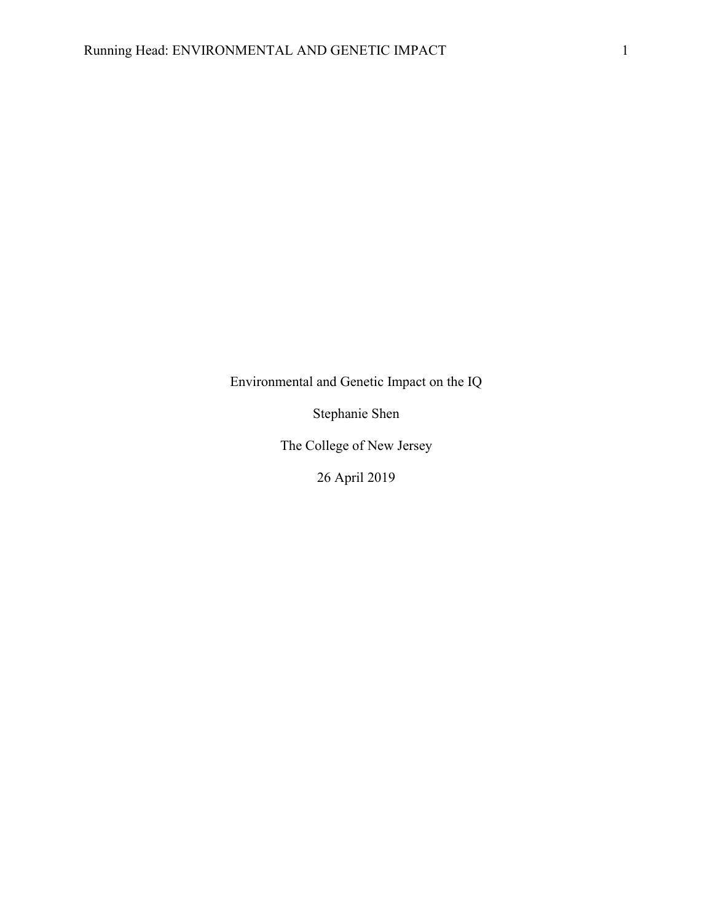# Environmental and Genetic Impact on the IQ

Stephanie Shen

The College of New Jersey

26 April 2019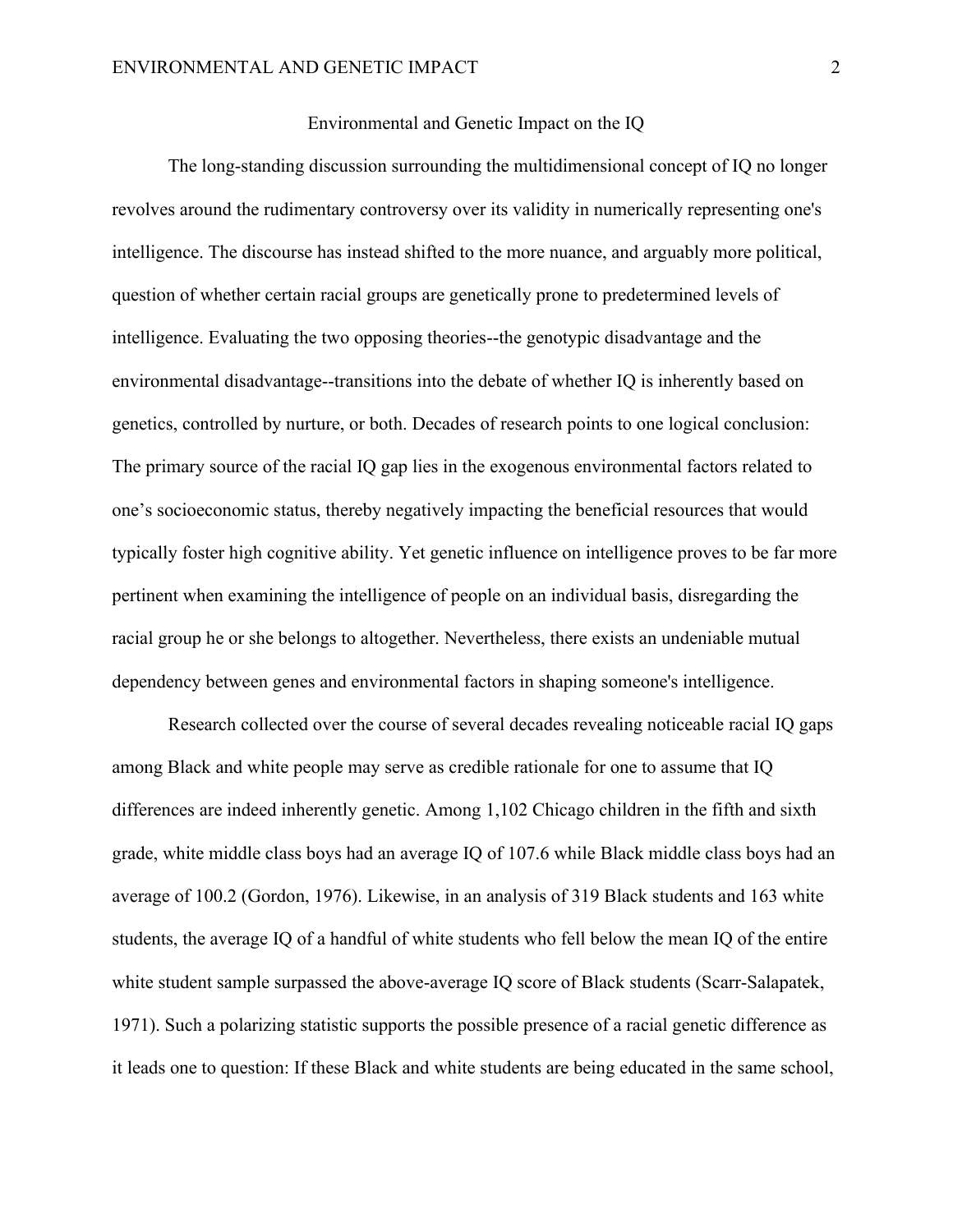# Environmental and Genetic Impact on the IQ

The long-standing discussion surrounding the multidimensional concept of IQ no longer revolves around the rudimentary controversy over its validity in numerically representing one's intelligence. The discourse has instead shifted to the more nuance, and arguably more political, question of whether certain racial groups are genetically prone to predetermined levels of intelligence. Evaluating the two opposing theories--the genotypic disadvantage and the environmental disadvantage--transitions into the debate of whether IQ is inherently based on genetics, controlled by nurture, or both. Decades of research points to one logical conclusion: The primary source of the racial IQ gap lies in the exogenous environmental factors related to one's socioeconomic status, thereby negatively impacting the beneficial resources that would typically foster high cognitive ability. Yet genetic influence on intelligence proves to be far more pertinent when examining the intelligence of people on an individual basis, disregarding the racial group he or she belongs to altogether. Nevertheless, there exists an undeniable mutual dependency between genes and environmental factors in shaping someone's intelligence.

Research collected over the course of several decades revealing noticeable racial IQ gaps among Black and white people may serve as credible rationale for one to assume that IQ differences are indeed inherently genetic. Among 1,102 Chicago children in the fifth and sixth grade, white middle class boys had an average IQ of 107.6 while Black middle class boys had an average of 100.2 (Gordon, 1976). Likewise, in an analysis of 319 Black students and 163 white students, the average IQ of a handful of white students who fell below the mean IQ of the entire white student sample surpassed the above-average IQ score of Black students (Scarr-Salapatek, 1971). Such a polarizing statistic supports the possible presence of a racial genetic difference as it leads one to question: If these Black and white students are being educated in the same school,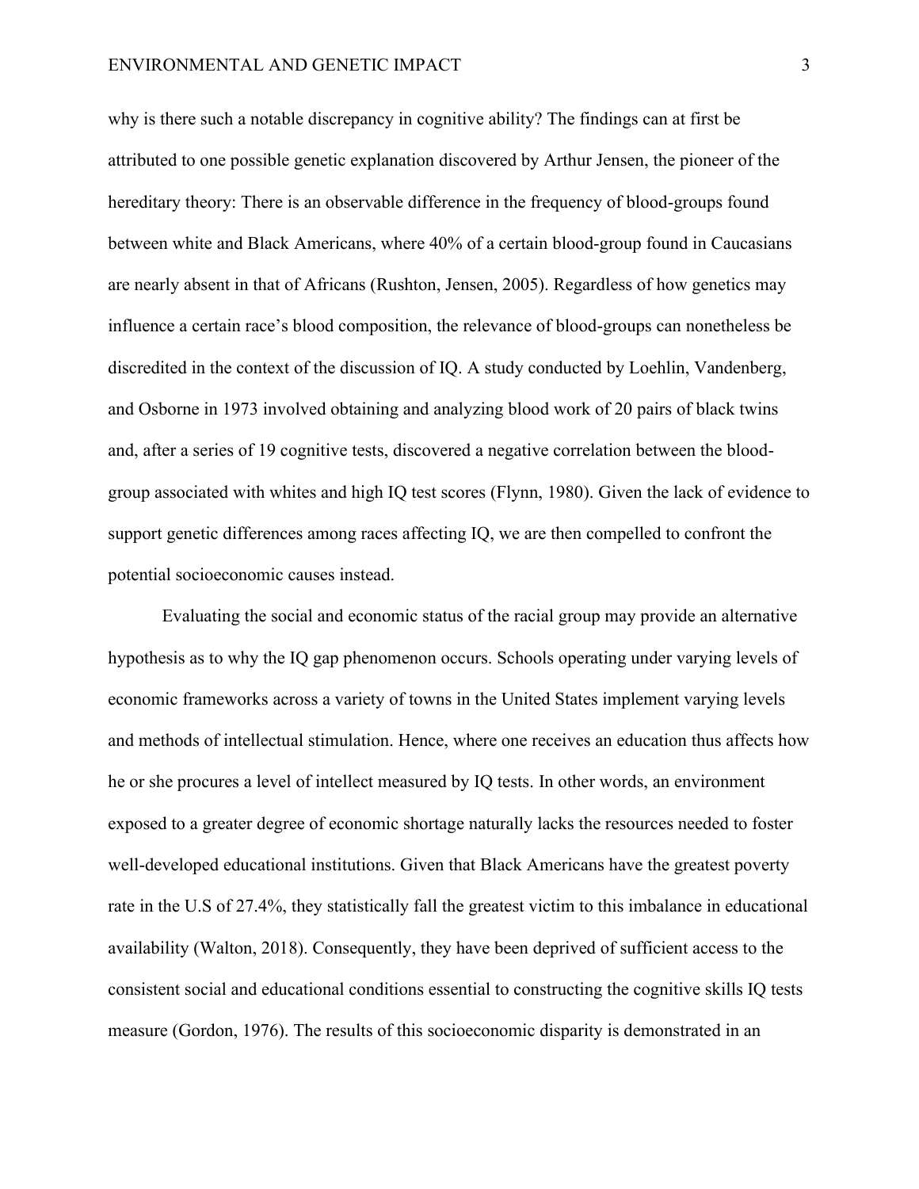why is there such a notable discrepancy in cognitive ability? The findings can at first be attributed to one possible genetic explanation discovered by Arthur Jensen, the pioneer of the hereditary theory: There is an observable difference in the frequency of blood-groups found between white and Black Americans, where 40% of a certain blood-group found in Caucasians are nearly absent in that of Africans (Rushton, Jensen, 2005). Regardless of how genetics may influence a certain race's blood composition, the relevance of blood-groups can nonetheless be discredited in the context of the discussion of IQ. A study conducted by Loehlin, Vandenberg, and Osborne in 1973 involved obtaining and analyzing blood work of 20 pairs of black twins and, after a series of 19 cognitive tests, discovered a negative correlation between the blood-group associated with whites and high IQ test scores (Flynn, 1980). Given the lack of evidence to support genetic differences among races affecting IQ, we are then compelled to confront the potential socioeconomic causes instead.

Evaluating the social and economic status of the racial group may provide an alternative hypothesis as to why the IQ gap phenomenon occurs. Schools operating under varying levels of economic frameworks across a variety of towns in the United States implement varying levels and methods of intellectual stimulation. Hence, where one receives an education thus affects how he or she procures a level of intellect measured by IQ tests. In other words, an environment exposed to a greater degree of economic shortage naturally lacks the resources needed to foster well-developed educational institutions. Given that Black Americans have the greatest poverty rate in the U.S of 27.4%, they statistically fall the greatest victim to this imbalance in educational availability (Walton, 2018). Consequently, they have been deprived of sufficient access to the consistent social and educational conditions essential to constructing the cognitive skills IQ tests measure (Gordon, 1976). The results of this socioeconomic disparity is demonstrated in an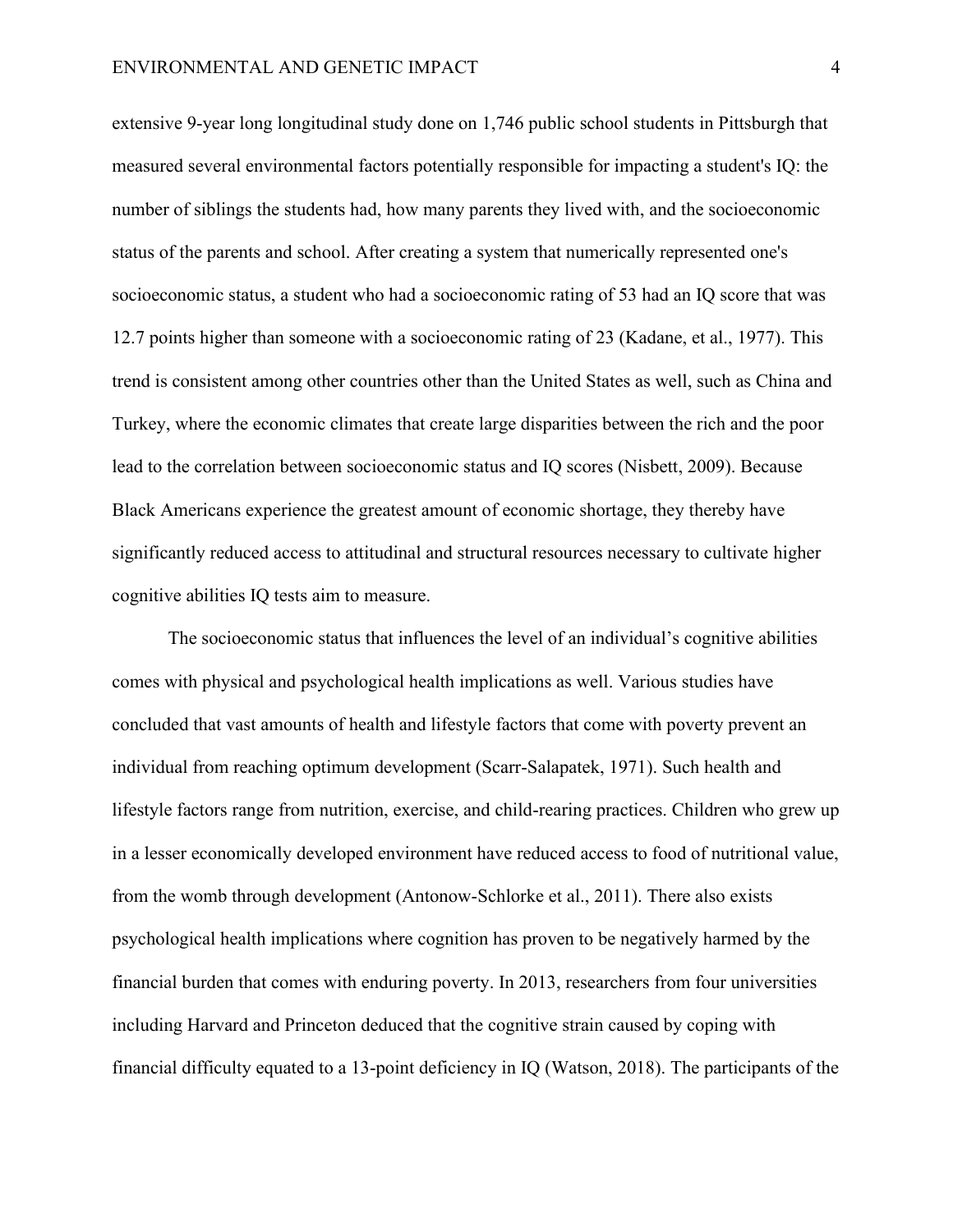extensive 9-year long longitudinal study done on 1,746 public school students in Pittsburgh that measured several environmental factors potentially responsible for impacting a student's IQ: the number of siblings the students had, how many parents they lived with, and the socioeconomic status of the parents and school. After creating a system that numerically represented one's socioeconomic status, a student who had a socioeconomic rating of 53 had an IQ score that was 12.7 points higher than someone with a socioeconomic rating of 23 (Kadane, et al., 1977). This trend is consistent among other countries other than the United States as well, such as China and Turkey, where the economic climates that create large disparities between the rich and the poor lead to the correlation between socioeconomic status and IQ scores (Nisbett, 2009). Because Black Americans experience the greatest amount of economic shortage, they thereby have significantly reduced access to attitudinal and structural resources necessary to cultivate higher cognitive abilities IQ tests aim to measure.

The socioeconomic status that influences the level of an individual's cognitive abilities comes with physical and psychological health implications as well. Various studies have concluded that vast amounts of health and lifestyle factors that come with poverty prevent an individual from reaching optimum development (Scarr-Salapatek, 1971). Such health and lifestyle factors range from nutrition, exercise, and child-rearing practices. Children who grew up in a lesser economically developed environment have reduced access to food of nutritional value, from the womb through development (Antonow-Schlorke et al., 2011). There also exists psychological health implications where cognition has proven to be negatively harmed by the financial burden that comes with enduring poverty. In 2013, researchers from four universities including Harvard and Princeton deduced that the cognitive strain caused by coping with financial difficulty equated to a 13-point deficiency in IQ (Watson, 2018). The participants of the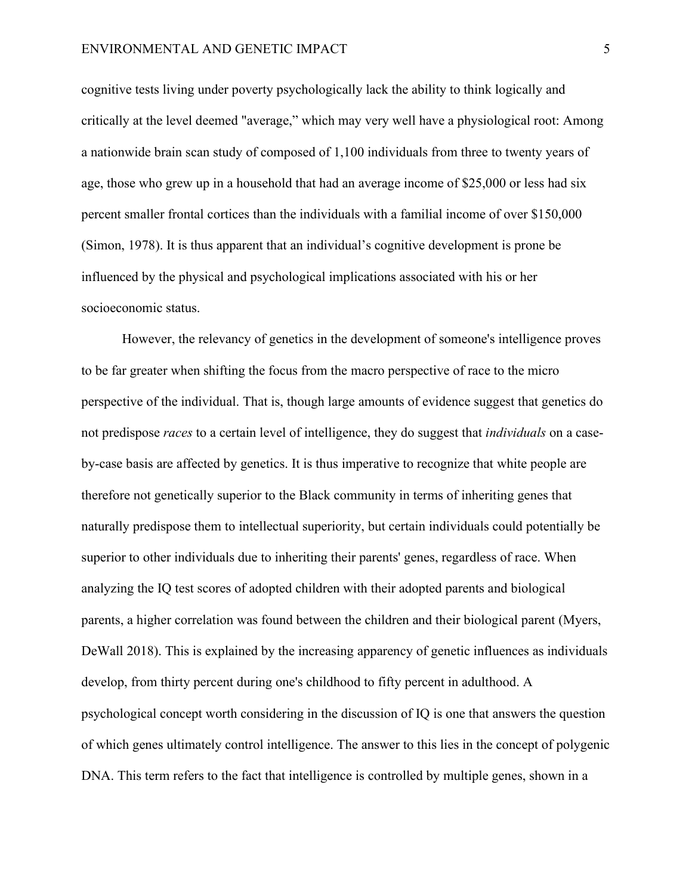cognitive tests living under poverty psychologically lack the ability to think logically and critically at the level deemed "average," which may very well have a physiological root: Among a nationwide brain scan study of composed of 1,100 individuals from three to twenty years of age, those who grew up in a household that had an average income of $25,000 or less had six percent smaller frontal cortices than the individuals with a familial income of over $150,000 (Simon, 1978). It is thus apparent that an individual's cognitive development is prone be influenced by the physical and psychological implications associated with his or her socioeconomic status.

However, the relevancy of genetics in the development of someone's intelligence proves to be far greater when shifting the focus from the macro perspective of race to the micro perspective of the individual. That is, though large amounts of evidence suggest that genetics do not predispose *races* to a certain level of intelligence, they do suggest that *individuals* on a case-by-case basis are affected by genetics. It is thus imperative to recognize that white people are therefore not genetically superior to the Black community in terms of inheriting genes that naturally predispose them to intellectual superiority, but certain individuals could potentially be superior to other individuals due to inheriting their parents' genes, regardless of race. When analyzing the IQ test scores of adopted children with their adopted parents and biological parents, a higher correlation was found between the children and their biological parent (Myers, DeWall 2018). This is explained by the increasing apparency of genetic influences as individuals develop, from thirty percent during one's childhood to fifty percent in adulthood. A psychological concept worth considering in the discussion of IQ is one that answers the question of which genes ultimately control intelligence. The answer to this lies in the concept of polygenic DNA. This term refers to the fact that intelligence is controlled by multiple genes, shown in a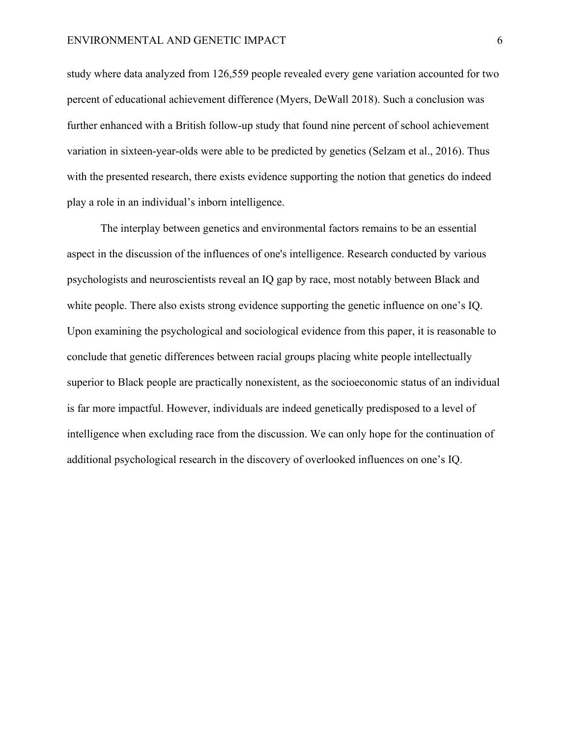study where data analyzed from 126,559 people revealed every gene variation accounted for two percent of educational achievement difference (Myers, DeWall 2018). Such a conclusion was further enhanced with a British follow-up study that found nine percent of school achievement variation in sixteen-year-olds were able to be predicted by genetics (Selzam et al., 2016). Thus with the presented research, there exists evidence supporting the notion that genetics do indeed play a role in an individual's inborn intelligence.

The interplay between genetics and environmental factors remains to be an essential aspect in the discussion of the influences of one's intelligence. Research conducted by various psychologists and neuroscientists reveal an IQ gap by race, most notably between Black and white people. There also exists strong evidence supporting the genetic influence on one's IQ. Upon examining the psychological and sociological evidence from this paper, it is reasonable to conclude that genetic differences between racial groups placing white people intellectually superior to Black people are practically nonexistent, as the socioeconomic status of an individual is far more impactful. However, individuals are indeed genetically predisposed to a level of intelligence when excluding race from the discussion. We can only hope for the continuation of additional psychological research in the discovery of overlooked influences on one's IQ.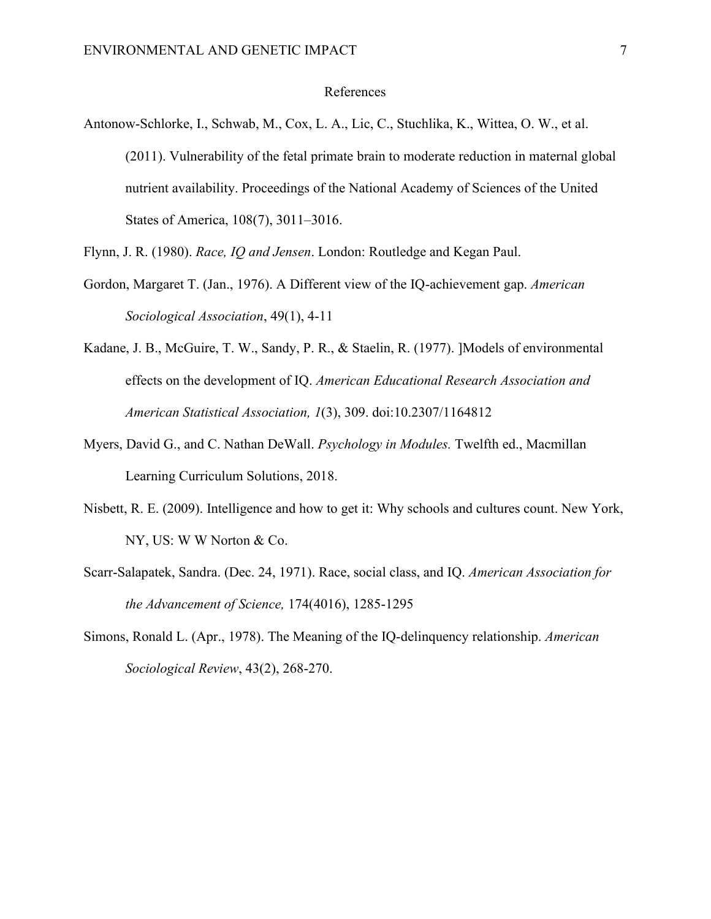# References

Antonow-Schlorke, I., Schwab, M., Cox, L. A., Lic, C., Stuchlika, K., Wittea, O. W., et al. (2011). Vulnerability of the fetal primate brain to moderate reduction in maternal global nutrient availability. Proceedings of the National Academy of Sciences of the United States of America, 108(7), 3011–3016.

Flynn, J. R. (1980). *Race, IQ and Jensen*. London: Routledge and Kegan Paul.

Gordon, Margaret T. (Jan., 1976). A Different view of the IQ-achievement gap. *American Sociological Association*, 49(1), 4-11

Kadane, J. B., McGuire, T. W., Sandy, P. R., & Staelin, R. (1977). ]Models of environmental effects on the development of IQ. *American Educational Research Association and American Statistical Association, 1*(3), 309. doi:10.2307/1164812

Myers, David G., and C. Nathan DeWall. *Psychology in Modules.* Twelfth ed., Macmillan Learning Curriculum Solutions, 2018.

Nisbett, R. E. (2009). Intelligence and how to get it: Why schools and cultures count. New York, NY, US: W W Norton & Co.

Scarr-Salapatek, Sandra. (Dec. 24, 1971). Race, social class, and IQ. *American Association for the Advancement of Science,* 174(4016), 1285-1295

Simons, Ronald L. (Apr., 1978). The Meaning of the IQ-delinquency relationship. *American Sociological Review*, 43(2), 268-270.